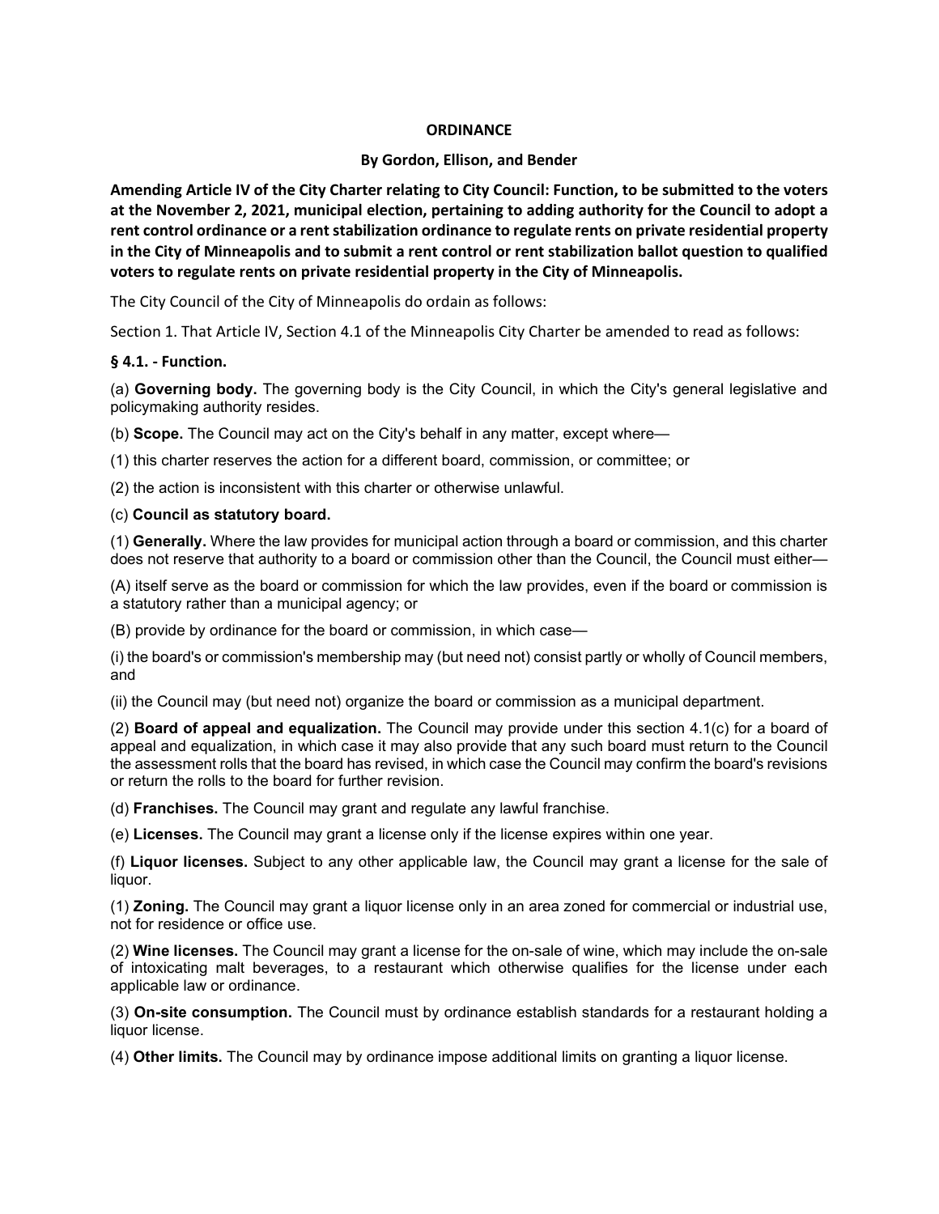**ORDINANCE**

**By Gordon, Ellison, and Bender**

**Amending Article IV of the City Charter relating to City Council: Function, to be submitted to the voters at the November 2, 2021, municipal election, pertaining to adding authority for the Council to adopt a rent control ordinance or a rent stabilization ordinance to regulate rents on private residential property in the City of Minneapolis and to submit a rent control or rent stabilization ballot question to qualified voters to regulate rents on private residential property in the City of Minneapolis.**

The City Council of the City of Minneapolis do ordain as follows:

Section 1. That Article IV, Section 4.1 of the Minneapolis City Charter be amended to read as follows:

**§ 4.1. - Function.**

(a) **Governing body.** The governing body is the City Council, in which the City's general legislative and policymaking authority resides.

(b) **Scope.** The Council may act on the City's behalf in any matter, except where—

(1) this charter reserves the action for a different board, commission, or committee; or

(2) the action is inconsistent with this charter or otherwise unlawful.

(c) **Council as statutory board.**

(1) **Generally.** Where the law provides for municipal action through a board or commission, and this charter does not reserve that authority to a board or commission other than the Council, the Council must either—

(A) itself serve as the board or commission for which the law provides, even if the board or commission is a statutory rather than a municipal agency; or

(B) provide by ordinance for the board or commission, in which case—

(i) the board's or commission's membership may (but need not) consist partly or wholly of Council members, and

(ii) the Council may (but need not) organize the board or commission as a municipal department.

(2) **Board of appeal and equalization.** The Council may provide under this section 4.1(c) for a board of appeal and equalization, in which case it may also provide that any such board must return to the Council the assessment rolls that the board has revised, in which case the Council may confirm the board's revisions or return the rolls to the board for further revision.

(d) **Franchises.** The Council may grant and regulate any lawful franchise.

(e) **Licenses.** The Council may grant a license only if the license expires within one year.

(f) **Liquor licenses.** Subject to any other applicable law, the Council may grant a license for the sale of liquor.

(1) **Zoning.** The Council may grant a liquor license only in an area zoned for commercial or industrial use, not for residence or office use.

(2) **Wine licenses.** The Council may grant a license for the on-sale of wine, which may include the on-sale of intoxicating malt beverages, to a restaurant which otherwise qualifies for the license under each applicable law or ordinance.

(3) **On-site consumption.** The Council must by ordinance establish standards for a restaurant holding a liquor license.

(4) **Other limits.** The Council may by ordinance impose additional limits on granting a liquor license.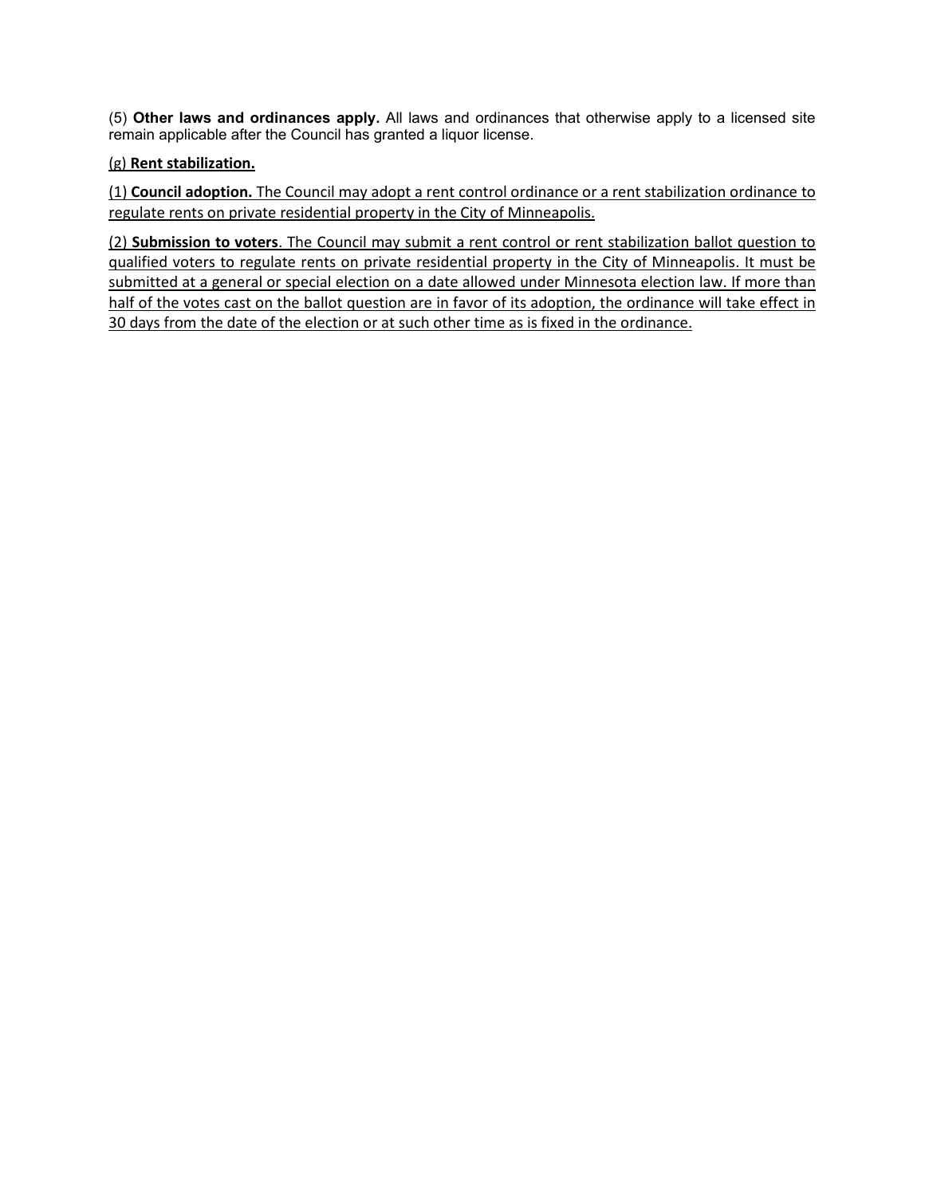(5) **Other laws and ordinances apply.** All laws and ordinances that otherwise apply to a licensed site remain applicable after the Council has granted a liquor license.

(g) **Rent stabilization.**

(1) **Council adoption.** The Council may adopt a rent control ordinance or a rent stabilization ordinance to regulate rents on private residential property in the City of Minneapolis.

(2) **Submission to voters**. The Council may submit a rent control or rent stabilization ballot question to qualified voters to regulate rents on private residential property in the City of Minneapolis. It must be submitted at a general or special election on a date allowed under Minnesota election law. If more than half of the votes cast on the ballot question are in favor of its adoption, the ordinance will take effect in 30 days from the date of the election or at such other time as is fixed in the ordinance.